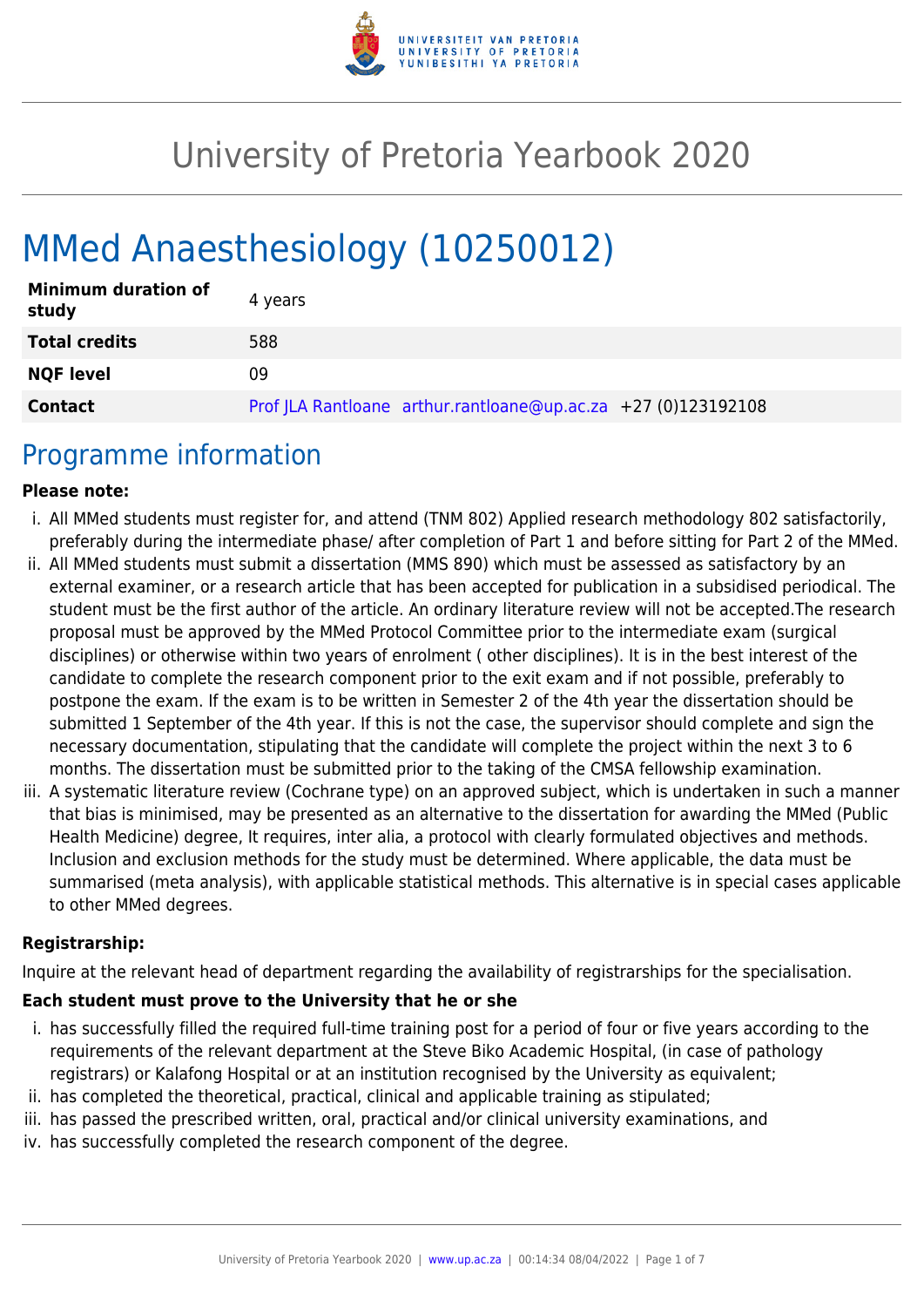# University of Pretoria Yearbook 2020

# MMed Anaesthesiology (10250012)

| | |
|---|---|
| **Minimum duration of study** | 4 years |
| **Total credits** | 588 |
| **NQF level** | 09 |
| **Contact** | Prof JLA Rantloane arthur.rantloane@up.ac.za +27 (0)123192108 |

## Programme information

**Please note:**

i. All MMed students must register for, and attend (TNM 802) Applied research methodology 802 satisfactorily, preferably during the intermediate phase/ after completion of Part 1 and before sitting for Part 2 of the MMed.
ii. All MMed students must submit a dissertation (MMS 890) which must be assessed as satisfactory by an external examiner, or a research article that has been accepted for publication in a subsidised periodical. The student must be the first author of the article. An ordinary literature review will not be accepted.The research proposal must be approved by the MMed Protocol Committee prior to the intermediate exam (surgical disciplines) or otherwise within two years of enrolment ( other disciplines). It is in the best interest of the candidate to complete the research component prior to the exit exam and if not possible, preferably to postpone the exam. If the exam is to be written in Semester 2 of the 4th year the dissertation should be submitted 1 September of the 4th year. If this is not the case, the supervisor should complete and sign the necessary documentation, stipulating that the candidate will complete the project within the next 3 to 6 months. The dissertation must be submitted prior to the taking of the CMSA fellowship examination.
iii. A systematic literature review (Cochrane type) on an approved subject, which is undertaken in such a manner that bias is minimised, may be presented as an alternative to the dissertation for awarding the MMed (Public Health Medicine) degree, It requires, inter alia, a protocol with clearly formulated objectives and methods. Inclusion and exclusion methods for the study must be determined. Where applicable, the data must be summarised (meta analysis), with applicable statistical methods. This alternative is in special cases applicable to other MMed degrees.

**Registrarship:**

Inquire at the relevant head of department regarding the availability of registrarships for the specialisation.

**Each student must prove to the University that he or she**

i. has successfully filled the required full-time training post for a period of four or five years according to the requirements of the relevant department at the Steve Biko Academic Hospital, (in case of pathology registrars) or Kalafong Hospital or at an institution recognised by the University as equivalent;
ii. has completed the theoretical, practical, clinical and applicable training as stipulated;
iii. has passed the prescribed written, oral, practical and/or clinical university examinations, and
iv. has successfully completed the research component of the degree.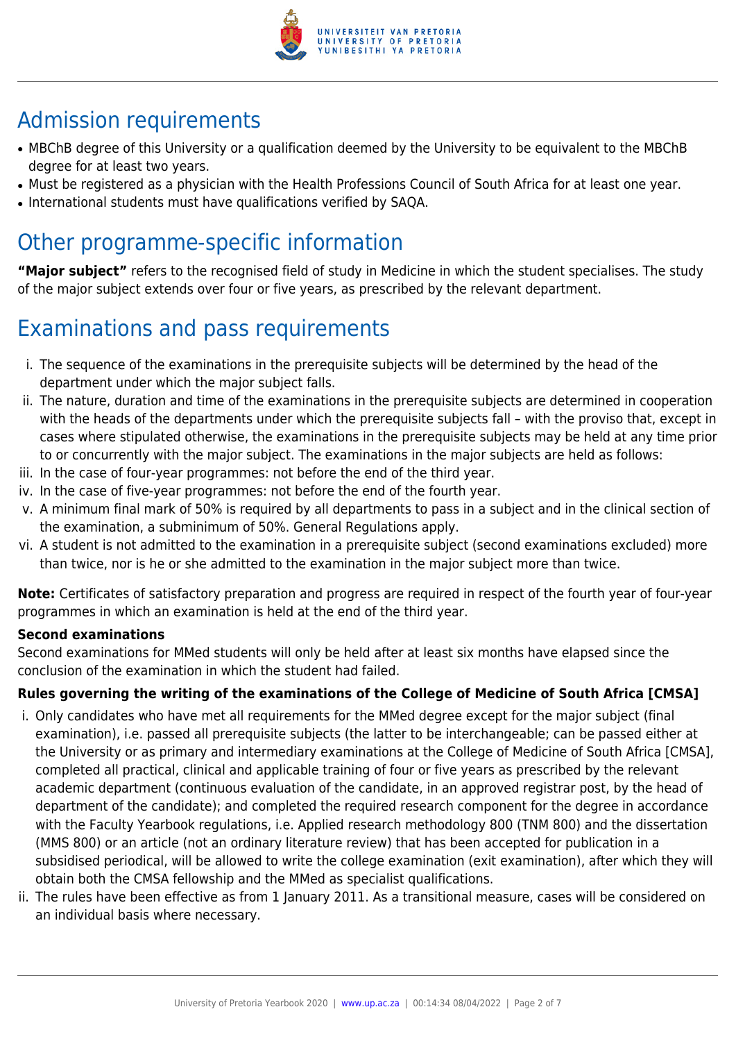## Admission requirements

- MBChB degree of this University or a qualification deemed by the University to be equivalent to the MBChB degree for at least two years.
- Must be registered as a physician with the Health Professions Council of South Africa for at least one year.
- International students must have qualifications verified by SAQA.

## Other programme-specific information

**"Major subject"** refers to the recognised field of study in Medicine in which the student specialises. The study of the major subject extends over four or five years, as prescribed by the relevant department.

## Examinations and pass requirements

i. The sequence of the examinations in the prerequisite subjects will be determined by the head of the department under which the major subject falls.
ii. The nature, duration and time of the examinations in the prerequisite subjects are determined in cooperation with the heads of the departments under which the prerequisite subjects fall – with the proviso that, except in cases where stipulated otherwise, the examinations in the prerequisite subjects may be held at any time prior to or concurrently with the major subject. The examinations in the major subjects are held as follows:
iii. In the case of four-year programmes: not before the end of the third year.
iv. In the case of five-year programmes: not before the end of the fourth year.
v. A minimum final mark of 50% is required by all departments to pass in a subject and in the clinical section of the examination, a subminimum of 50%. General Regulations apply.
vi. A student is not admitted to the examination in a prerequisite subject (second examinations excluded) more than twice, nor is he or she admitted to the examination in the major subject more than twice.

**Note:** Certificates of satisfactory preparation and progress are required in respect of the fourth year of four-year programmes in which an examination is held at the end of the third year.

**Second examinations**

Second examinations for MMed students will only be held after at least six months have elapsed since the conclusion of the examination in which the student had failed.

**Rules governing the writing of the examinations of the College of Medicine of South Africa [CMSA]**

i. Only candidates who have met all requirements for the MMed degree except for the major subject (final examination), i.e. passed all prerequisite subjects (the latter to be interchangeable; can be passed either at the University or as primary and intermediary examinations at the College of Medicine of South Africa [CMSA], completed all practical, clinical and applicable training of four or five years as prescribed by the relevant academic department (continuous evaluation of the candidate, in an approved registrar post, by the head of department of the candidate); and completed the required research component for the degree in accordance with the Faculty Yearbook regulations, i.e. Applied research methodology 800 (TNM 800) and the dissertation (MMS 800) or an article (not an ordinary literature review) that has been accepted for publication in a subsidised periodical, will be allowed to write the college examination (exit examination), after which they will obtain both the CMSA fellowship and the MMed as specialist qualifications.
ii. The rules have been effective as from 1 January 2011. As a transitional measure, cases will be considered on an individual basis where necessary.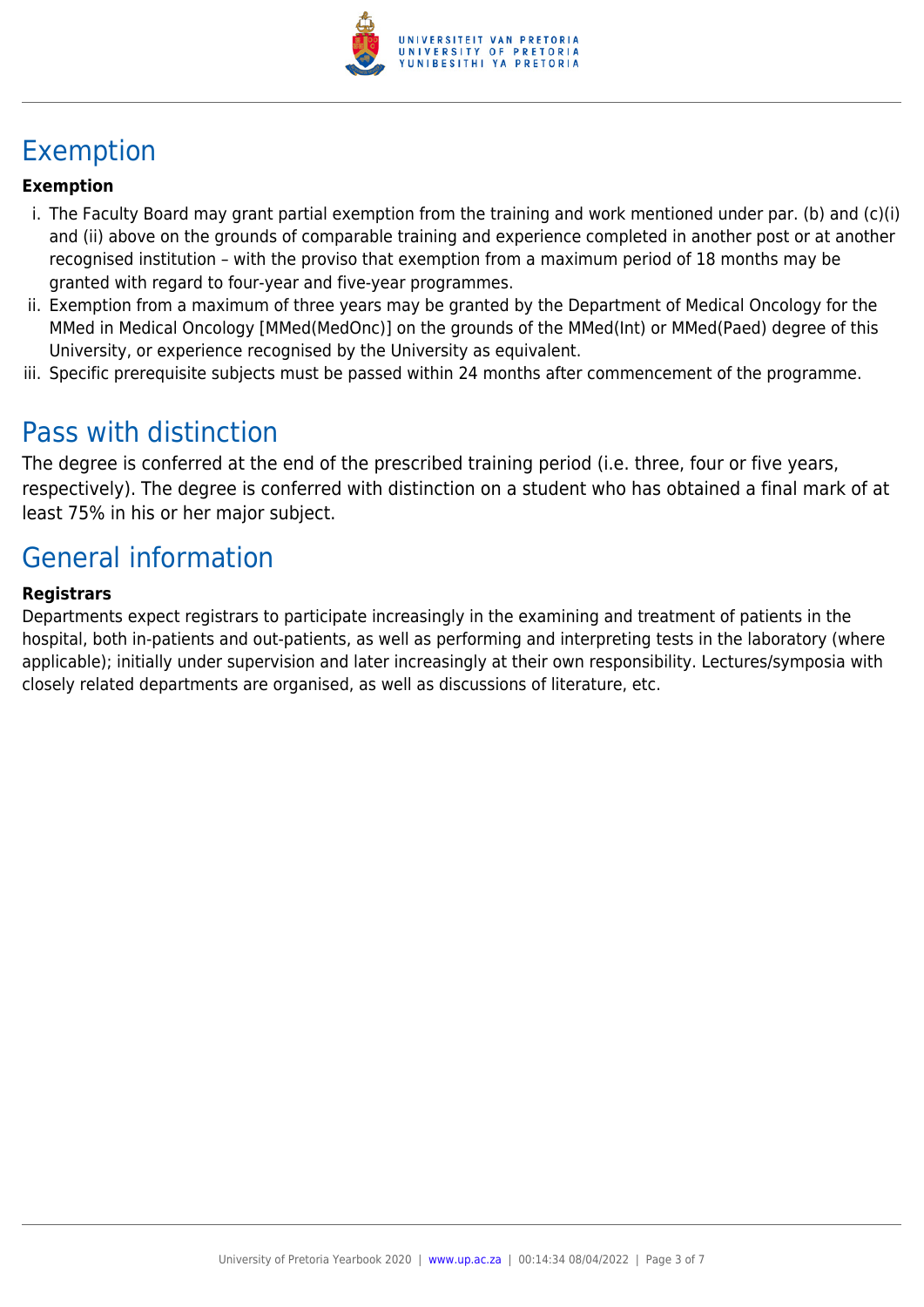## Exemption

**Exemption**

i. The Faculty Board may grant partial exemption from the training and work mentioned under par. (b) and (c)(i) and (ii) above on the grounds of comparable training and experience completed in another post or at another recognised institution – with the proviso that exemption from a maximum period of 18 months may be granted with regard to four-year and five-year programmes.
ii. Exemption from a maximum of three years may be granted by the Department of Medical Oncology for the MMed in Medical Oncology [MMed(MedOnc)] on the grounds of the MMed(Int) or MMed(Paed) degree of this University, or experience recognised by the University as equivalent.
iii. Specific prerequisite subjects must be passed within 24 months after commencement of the programme.

## Pass with distinction

The degree is conferred at the end of the prescribed training period (i.e. three, four or five years, respectively). The degree is conferred with distinction on a student who has obtained a final mark of at least 75% in his or her major subject.

## General information

**Registrars**

Departments expect registrars to participate increasingly in the examining and treatment of patients in the hospital, both in-patients and out-patients, as well as performing and interpreting tests in the laboratory (where applicable); initially under supervision and later increasingly at their own responsibility. Lectures/symposia with closely related departments are organised, as well as discussions of literature, etc.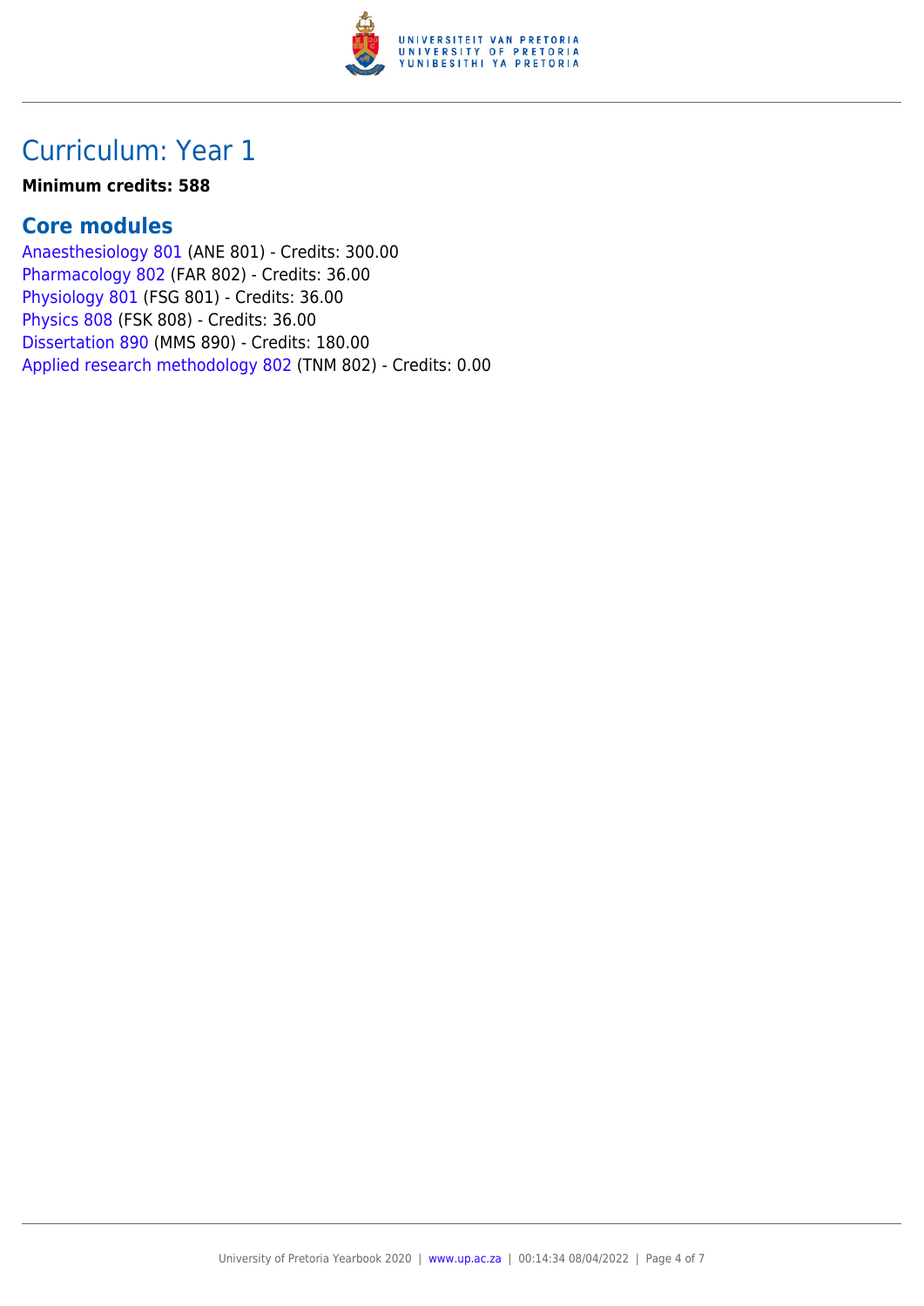# Curriculum: Year 1

**Minimum credits: 588**

## Core modules

Anaesthesiology 801 (ANE 801) - Credits: 300.00
Pharmacology 802 (FAR 802) - Credits: 36.00
Physiology 801 (FSG 801) - Credits: 36.00
Physics 808 (FSK 808) - Credits: 36.00
Dissertation 890 (MMS 890) - Credits: 180.00
Applied research methodology 802 (TNM 802) - Credits: 0.00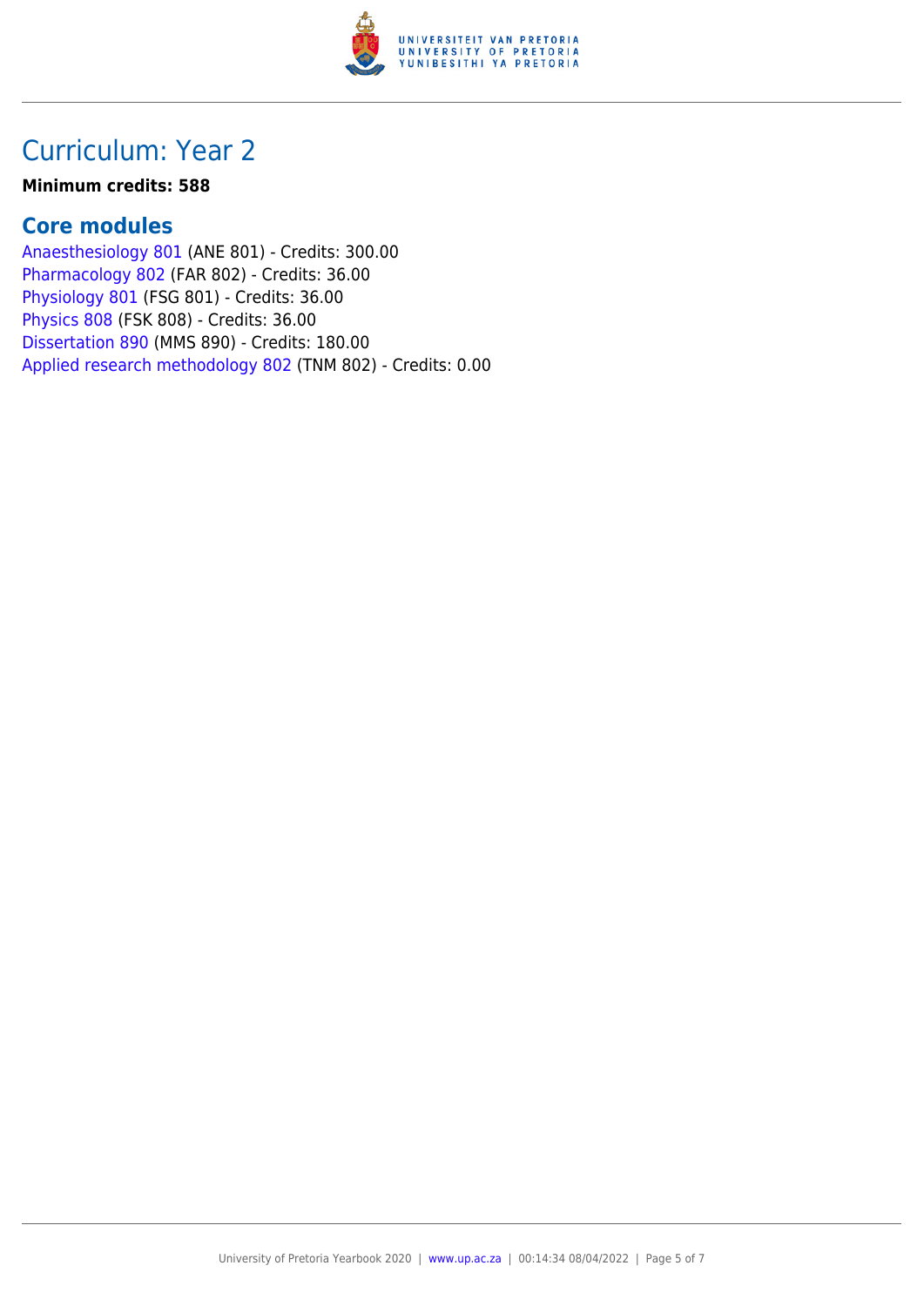# Curriculum: Year 2

**Minimum credits: 588**

## Core modules

Anaesthesiology 801 (ANE 801) - Credits: 300.00
Pharmacology 802 (FAR 802) - Credits: 36.00
Physiology 801 (FSG 801) - Credits: 36.00
Physics 808 (FSK 808) - Credits: 36.00
Dissertation 890 (MMS 890) - Credits: 180.00
Applied research methodology 802 (TNM 802) - Credits: 0.00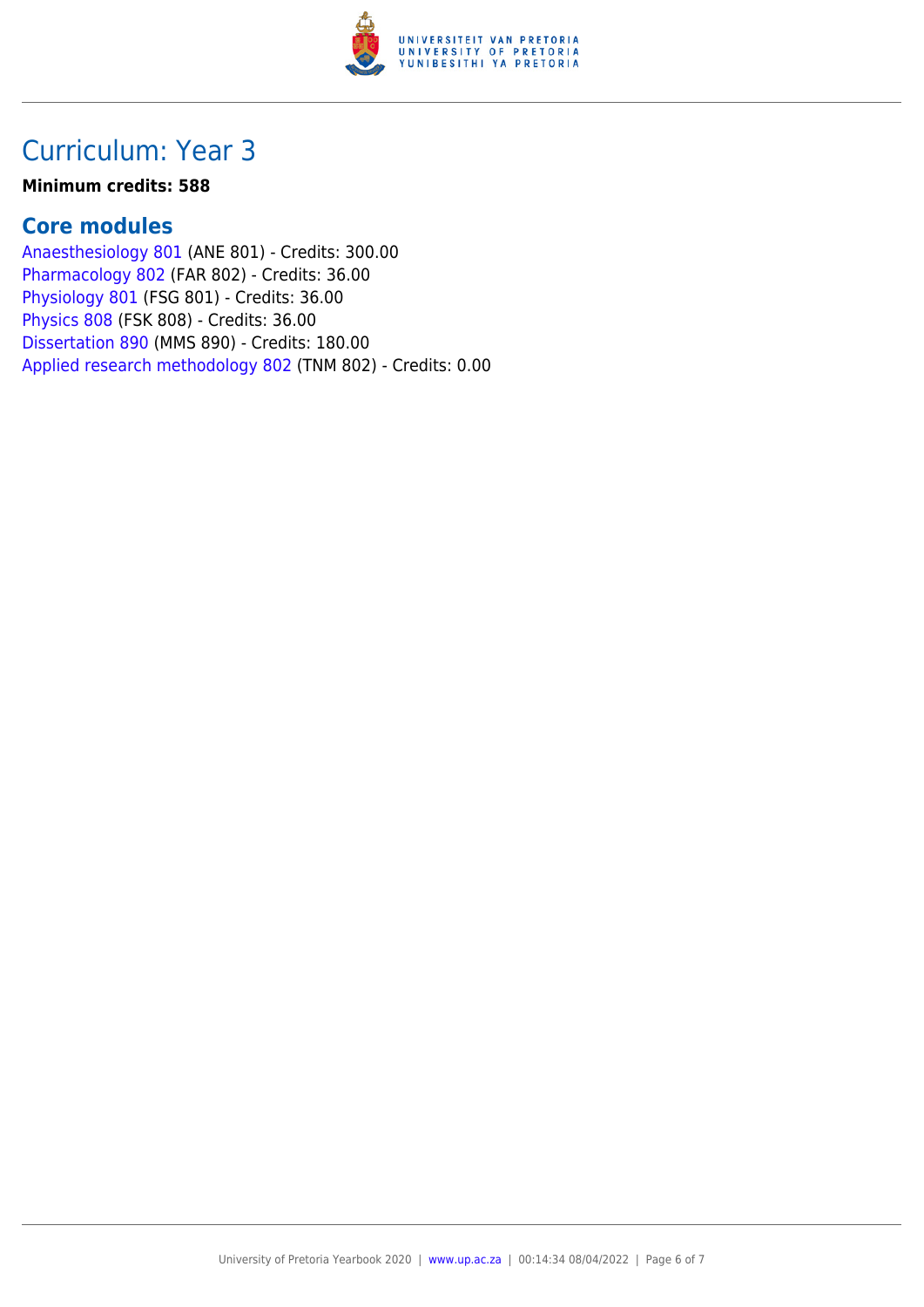## Curriculum: Year 3

**Minimum credits: 588**

### Core modules

Anaesthesiology 801 (ANE 801) - Credits: 300.00
Pharmacology 802 (FAR 802) - Credits: 36.00
Physiology 801 (FSG 801) - Credits: 36.00
Physics 808 (FSK 808) - Credits: 36.00
Dissertation 890 (MMS 890) - Credits: 180.00
Applied research methodology 802 (TNM 802) - Credits: 0.00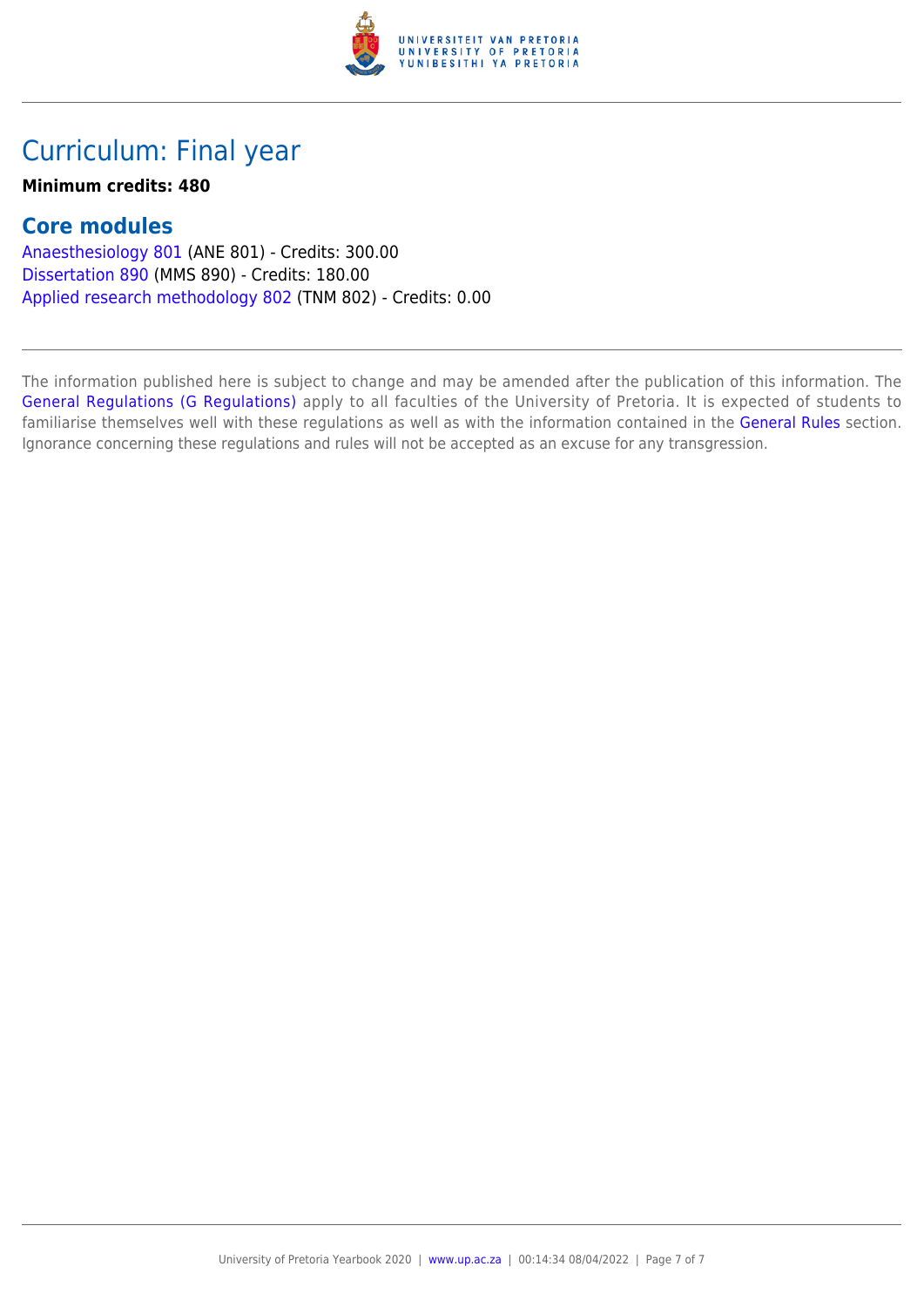# Curriculum: Final year

**Minimum credits: 480**

## Core modules

Anaesthesiology 801 (ANE 801) - Credits: 300.00
Dissertation 890 (MMS 890) - Credits: 180.00
Applied research methodology 802 (TNM 802) - Credits: 0.00

The information published here is subject to change and may be amended after the publication of this information. The General Regulations (G Regulations) apply to all faculties of the University of Pretoria. It is expected of students to familiarise themselves well with these regulations as well as with the information contained in the General Rules section. Ignorance concerning these regulations and rules will not be accepted as an excuse for any transgression.